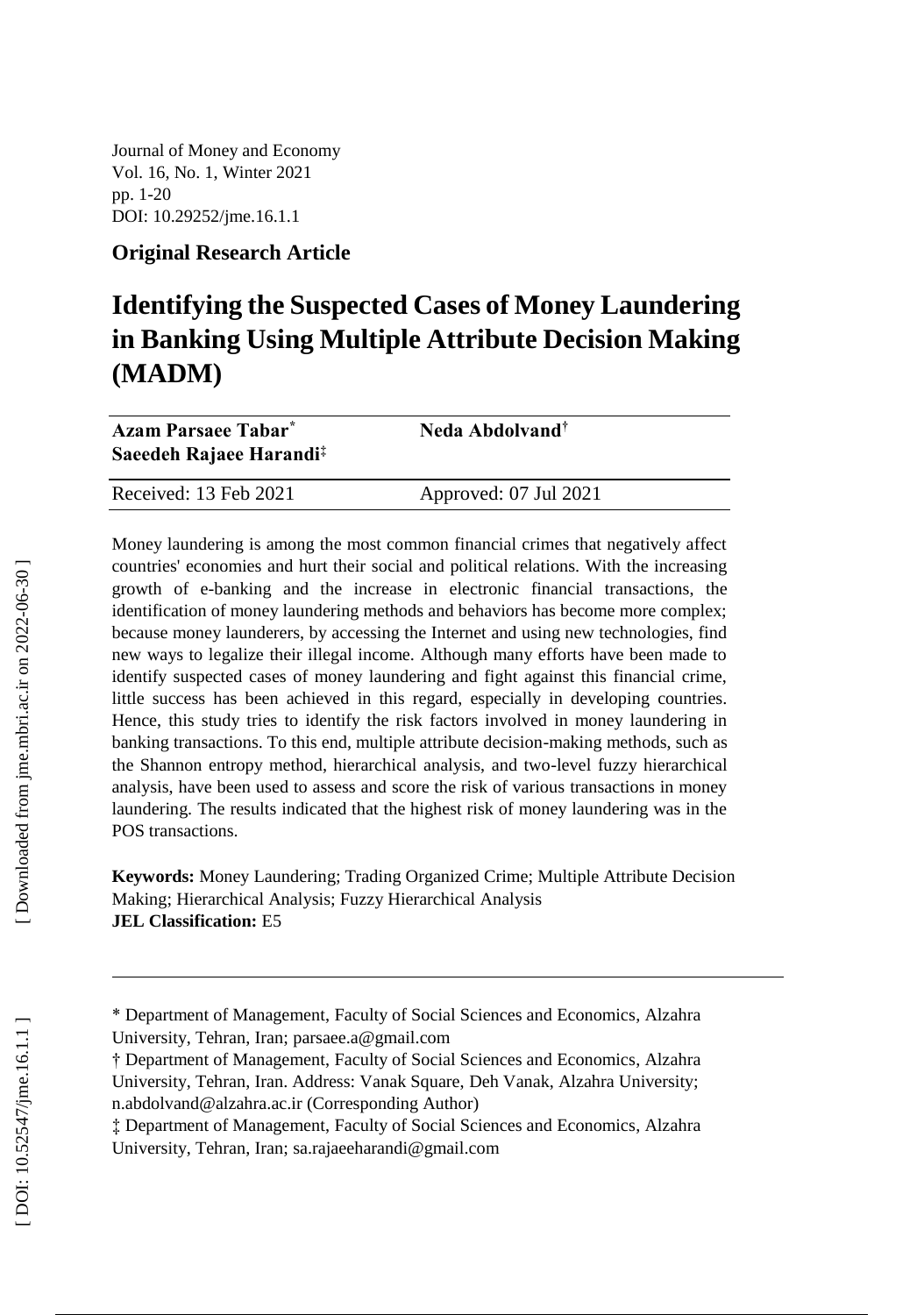Journal of Money and Economy
Vol. 16, No. 1, Winter 2021
pp. 1-20
DOI: 10.29252/jme.16.1.1

**Original Research Article**

# Identifying the Suspected Cases of Money Laundering in Banking Using Multiple Attribute Decision Making (MADM)

**Azam Parsaee Tabar*** **Neda Abdolvand†**
**Saeedeh Rajaee Harandi‡**

Received: 13 Feb 2021 Approved: 07 Jul 2021

Money laundering is among the most common financial crimes that negatively affect countries' economies and hurt their social and political relations. With the increasing growth of e-banking and the increase in electronic financial transactions, the identification of money laundering methods and behaviors has become more complex; because money launderers, by accessing the Internet and using new technologies, find new ways to legalize their illegal income. Although many efforts have been made to identify suspected cases of money laundering and fight against this financial crime, little success has been achieved in this regard, especially in developing countries. Hence, this study tries to identify the risk factors involved in money laundering in banking transactions. To this end, multiple attribute decision-making methods, such as the Shannon entropy method, hierarchical analysis, and two-level fuzzy hierarchical analysis, have been used to assess and score the risk of various transactions in money laundering. The results indicated that the highest risk of money laundering was in the POS transactions.

**Keywords:** Money Laundering; Trading Organized Crime; Multiple Attribute Decision Making; Hierarchical Analysis; Fuzzy Hierarchical Analysis
**JEL Classification:** E5

---

* Department of Management, Faculty of Social Sciences and Economics, Alzahra University, Tehran, Iran; parsaee.a@gmail.com

† Department of Management, Faculty of Social Sciences and Economics, Alzahra University, Tehran, Iran. Address: Vanak Square, Deh Vanak, Alzahra University; n.abdolvand@alzahra.ac.ir (Corresponding Author)

‡ Department of Management, Faculty of Social Sciences and Economics, Alzahra University, Tehran, Iran; sa.rajaeeharandi@gmail.com

[ Downloaded from jme.mbri.ac.ir on 2022-06-30 ]

[ DOI: 10.52547/jme.16.1.1 ]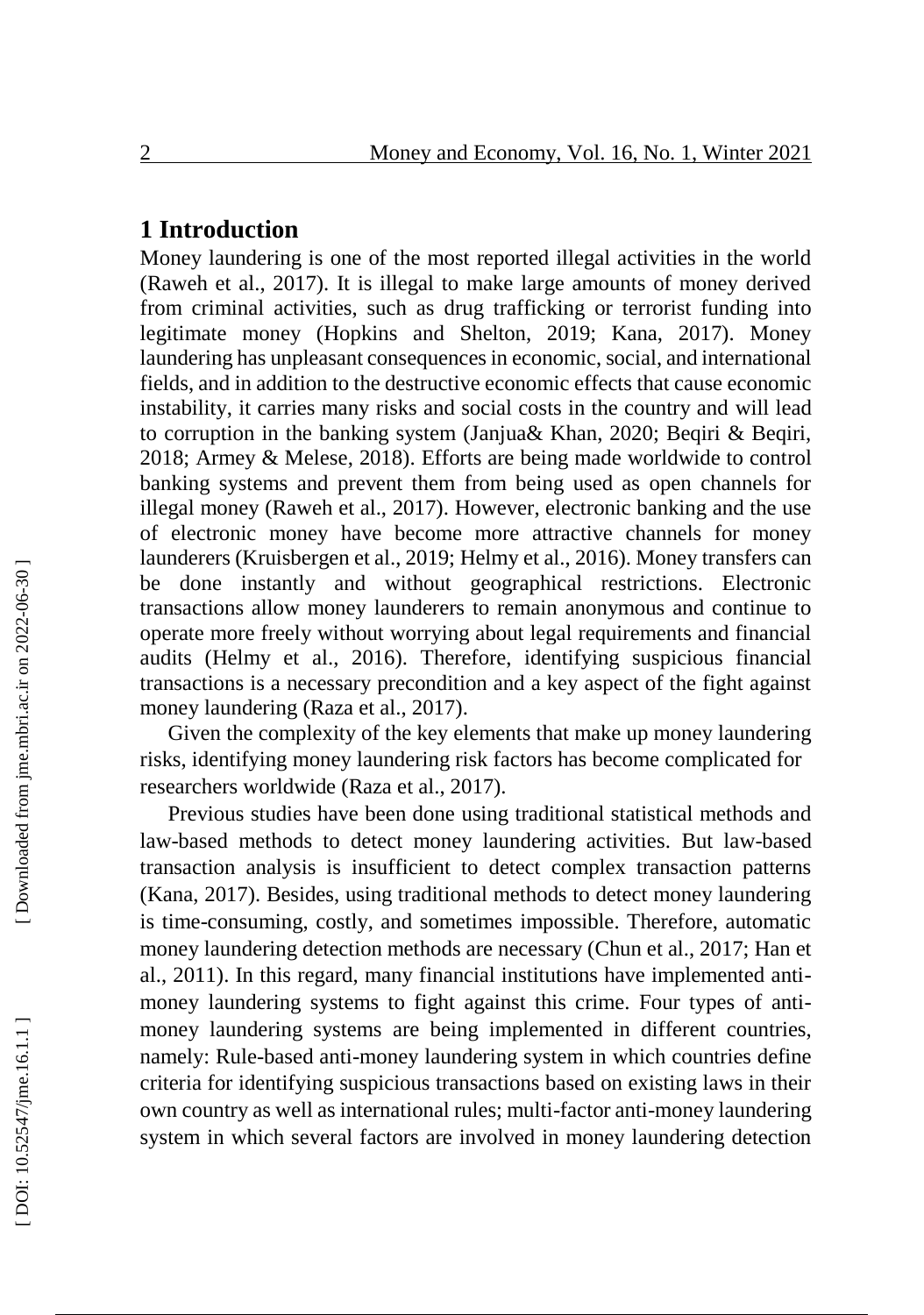## 1 Introduction

Money laundering is one of the most reported illegal activities in the world (Raweh et al., 2017). It is illegal to make large amounts of money derived from criminal activities, such as drug trafficking or terrorist funding into legitimate money (Hopkins and Shelton, 2019; Kana, 2017). Money laundering has unpleasant consequences in economic, social, and international fields, and in addition to the destructive economic effects that cause economic instability, it carries many risks and social costs in the country and will lead to corruption in the banking system (Janjua& Khan, 2020; Beqiri & Beqiri, 2018; Armey & Melese, 2018). Efforts are being made worldwide to control banking systems and prevent them from being used as open channels for illegal money (Raweh et al., 2017). However, electronic banking and the use of electronic money have become more attractive channels for money launderers (Kruisbergen et al., 2019; Helmy et al., 2016). Money transfers can be done instantly and without geographical restrictions. Electronic transactions allow money launderers to remain anonymous and continue to operate more freely without worrying about legal requirements and financial audits (Helmy et al., 2016). Therefore, identifying suspicious financial transactions is a necessary precondition and a key aspect of the fight against money laundering (Raza et al., 2017).

Given the complexity of the key elements that make up money laundering risks, identifying money laundering risk factors has become complicated for researchers worldwide (Raza et al., 2017).

Previous studies have been done using traditional statistical methods and law-based methods to detect money laundering activities. But law-based transaction analysis is insufficient to detect complex transaction patterns (Kana, 2017). Besides, using traditional methods to detect money laundering is time-consuming, costly, and sometimes impossible. Therefore, automatic money laundering detection methods are necessary (Chun et al., 2017; Han et al., 2011). In this regard, many financial institutions have implemented anti-money laundering systems to fight against this crime. Four types of anti-money laundering systems are being implemented in different countries, namely: Rule-based anti-money laundering system in which countries define criteria for identifying suspicious transactions based on existing laws in their own country as well as international rules; multi-factor anti-money laundering system in which several factors are involved in money laundering detection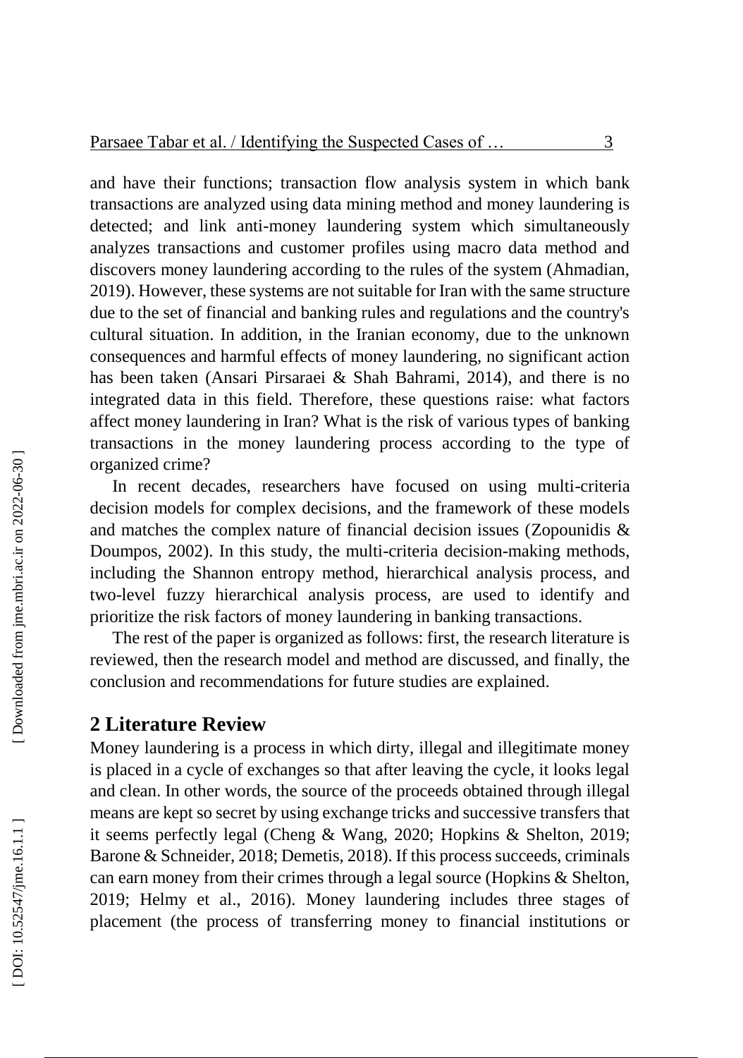and have their functions; transaction flow analysis system in which bank transactions are analyzed using data mining method and money laundering is detected; and link anti-money laundering system which simultaneously analyzes transactions and customer profiles using macro data method and discovers money laundering according to the rules of the system (Ahmadian, 2019). However, these systems are not suitable for Iran with the same structure due to the set of financial and banking rules and regulations and the country's cultural situation. In addition, in the Iranian economy, due to the unknown consequences and harmful effects of money laundering, no significant action has been taken (Ansari Pirsaraei & Shah Bahrami, 2014), and there is no integrated data in this field. Therefore, these questions raise: what factors affect money laundering in Iran? What is the risk of various types of banking transactions in the money laundering process according to the type of organized crime?

In recent decades, researchers have focused on using multi-criteria decision models for complex decisions, and the framework of these models and matches the complex nature of financial decision issues (Zopounidis & Doumpos, 2002). In this study, the multi-criteria decision-making methods, including the Shannon entropy method, hierarchical analysis process, and two-level fuzzy hierarchical analysis process, are used to identify and prioritize the risk factors of money laundering in banking transactions.

The rest of the paper is organized as follows: first, the research literature is reviewed, then the research model and method are discussed, and finally, the conclusion and recommendations for future studies are explained.

## 2 Literature Review

Money laundering is a process in which dirty, illegal and illegitimate money is placed in a cycle of exchanges so that after leaving the cycle, it looks legal and clean. In other words, the source of the proceeds obtained through illegal means are kept so secret by using exchange tricks and successive transfers that it seems perfectly legal (Cheng & Wang, 2020; Hopkins & Shelton, 2019; Barone & Schneider, 2018; Demetis, 2018). If this process succeeds, criminals can earn money from their crimes through a legal source (Hopkins & Shelton, 2019; Helmy et al., 2016). Money laundering includes three stages of placement (the process of transferring money to financial institutions or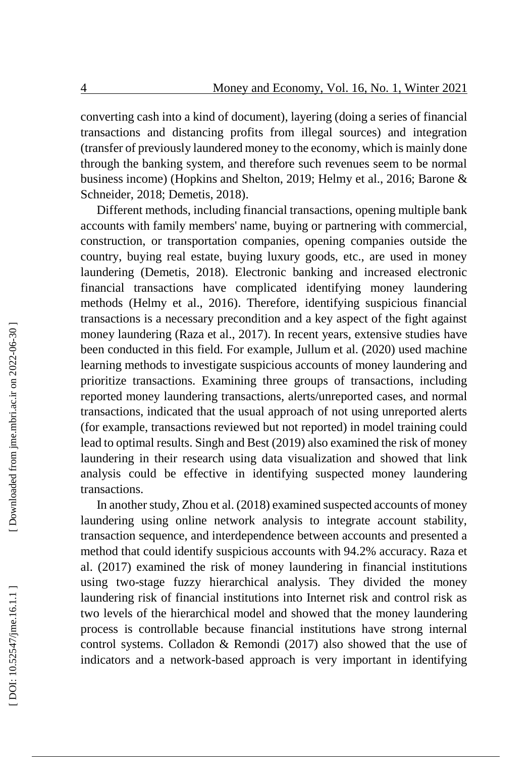converting cash into a kind of document), layering (doing a series of financial transactions and distancing profits from illegal sources) and integration (transfer of previously laundered money to the economy, which is mainly done through the banking system, and therefore such revenues seem to be normal business income) (Hopkins and Shelton, 2019; Helmy et al., 2016; Barone & Schneider, 2018; Demetis, 2018).

Different methods, including financial transactions, opening multiple bank accounts with family members' name, buying or partnering with commercial, construction, or transportation companies, opening companies outside the country, buying real estate, buying luxury goods, etc., are used in money laundering (Demetis, 2018). Electronic banking and increased electronic financial transactions have complicated identifying money laundering methods (Helmy et al., 2016). Therefore, identifying suspicious financial transactions is a necessary precondition and a key aspect of the fight against money laundering (Raza et al., 2017). In recent years, extensive studies have been conducted in this field. For example, Jullum et al. (2020) used machine learning methods to investigate suspicious accounts of money laundering and prioritize transactions. Examining three groups of transactions, including reported money laundering transactions, alerts/unreported cases, and normal transactions, indicated that the usual approach of not using unreported alerts (for example, transactions reviewed but not reported) in model training could lead to optimal results. Singh and Best (2019) also examined the risk of money laundering in their research using data visualization and showed that link analysis could be effective in identifying suspected money laundering transactions.

In another study, Zhou et al. (2018) examined suspected accounts of money laundering using online network analysis to integrate account stability, transaction sequence, and interdependence between accounts and presented a method that could identify suspicious accounts with 94.2% accuracy. Raza et al. (2017) examined the risk of money laundering in financial institutions using two-stage fuzzy hierarchical analysis. They divided the money laundering risk of financial institutions into Internet risk and control risk as two levels of the hierarchical model and showed that the money laundering process is controllable because financial institutions have strong internal control systems. Colladon & Remondi (2017) also showed that the use of indicators and a network-based approach is very important in identifying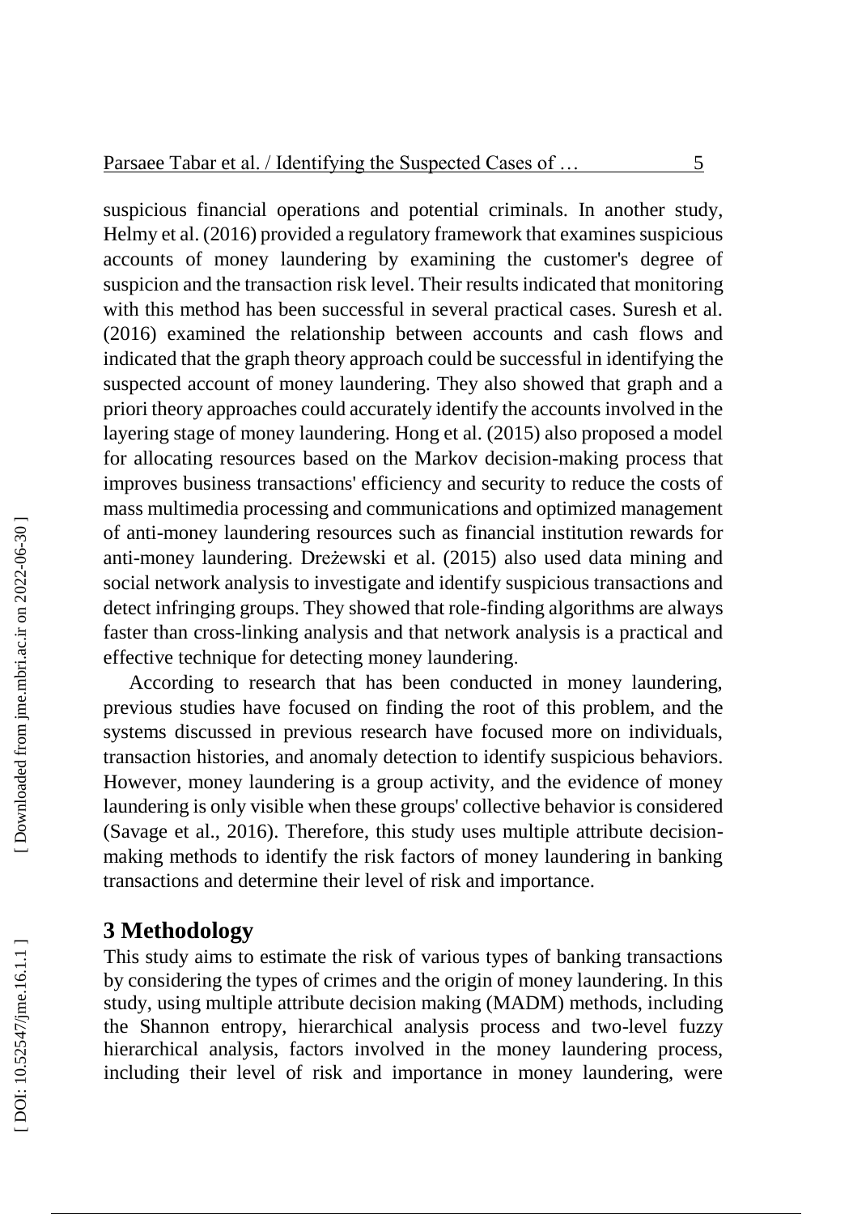suspicious financial operations and potential criminals. In another study, Helmy et al. (2016) provided a regulatory framework that examines suspicious accounts of money laundering by examining the customer's degree of suspicion and the transaction risk level. Their results indicated that monitoring with this method has been successful in several practical cases. Suresh et al. (2016) examined the relationship between accounts and cash flows and indicated that the graph theory approach could be successful in identifying the suspected account of money laundering. They also showed that graph and a priori theory approaches could accurately identify the accounts involved in the layering stage of money laundering. Hong et al. (2015) also proposed a model for allocating resources based on the Markov decision-making process that improves business transactions' efficiency and security to reduce the costs of mass multimedia processing and communications and optimized management of anti-money laundering resources such as financial institution rewards for anti-money laundering. Dreżewski et al. (2015) also used data mining and social network analysis to investigate and identify suspicious transactions and detect infringing groups. They showed that role-finding algorithms are always faster than cross-linking analysis and that network analysis is a practical and effective technique for detecting money laundering.

According to research that has been conducted in money laundering, previous studies have focused on finding the root of this problem, and the systems discussed in previous research have focused more on individuals, transaction histories, and anomaly detection to identify suspicious behaviors. However, money laundering is a group activity, and the evidence of money laundering is only visible when these groups' collective behavior is considered (Savage et al., 2016). Therefore, this study uses multiple attribute decision-making methods to identify the risk factors of money laundering in banking transactions and determine their level of risk and importance.

## 3 Methodology

This study aims to estimate the risk of various types of banking transactions by considering the types of crimes and the origin of money laundering. In this study, using multiple attribute decision making (MADM) methods, including the Shannon entropy, hierarchical analysis process and two-level fuzzy hierarchical analysis, factors involved in the money laundering process, including their level of risk and importance in money laundering, were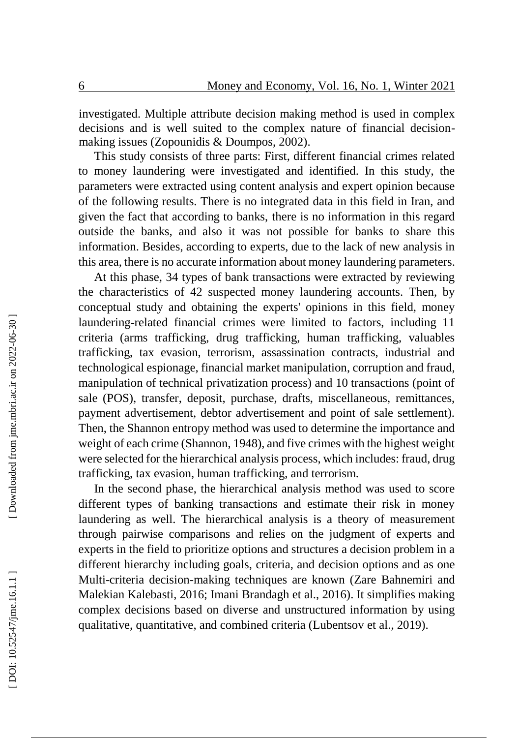investigated. Multiple attribute decision making method is used in complex decisions and is well suited to the complex nature of financial decision-making issues (Zopounidis & Doumpos, 2002).

This study consists of three parts: First, different financial crimes related to money laundering were investigated and identified. In this study, the parameters were extracted using content analysis and expert opinion because of the following results. There is no integrated data in this field in Iran, and given the fact that according to banks, there is no information in this regard outside the banks, and also it was not possible for banks to share this information. Besides, according to experts, due to the lack of new analysis in this area, there is no accurate information about money laundering parameters.

At this phase, 34 types of bank transactions were extracted by reviewing the characteristics of 42 suspected money laundering accounts. Then, by conceptual study and obtaining the experts' opinions in this field, money laundering-related financial crimes were limited to factors, including 11 criteria (arms trafficking, drug trafficking, human trafficking, valuables trafficking, tax evasion, terrorism, assassination contracts, industrial and technological espionage, financial market manipulation, corruption and fraud, manipulation of technical privatization process) and 10 transactions (point of sale (POS), transfer, deposit, purchase, drafts, miscellaneous, remittances, payment advertisement, debtor advertisement and point of sale settlement). Then, the Shannon entropy method was used to determine the importance and weight of each crime (Shannon, 1948), and five crimes with the highest weight were selected for the hierarchical analysis process, which includes: fraud, drug trafficking, tax evasion, human trafficking, and terrorism.

In the second phase, the hierarchical analysis method was used to score different types of banking transactions and estimate their risk in money laundering as well. The hierarchical analysis is a theory of measurement through pairwise comparisons and relies on the judgment of experts and experts in the field to prioritize options and structures a decision problem in a different hierarchy including goals, criteria, and decision options and as one Multi-criteria decision-making techniques are known (Zare Bahnemiri and Malekian Kalebasti, 2016; Imani Brandagh et al., 2016). It simplifies making complex decisions based on diverse and unstructured information by using qualitative, quantitative, and combined criteria (Lubentsov et al., 2019).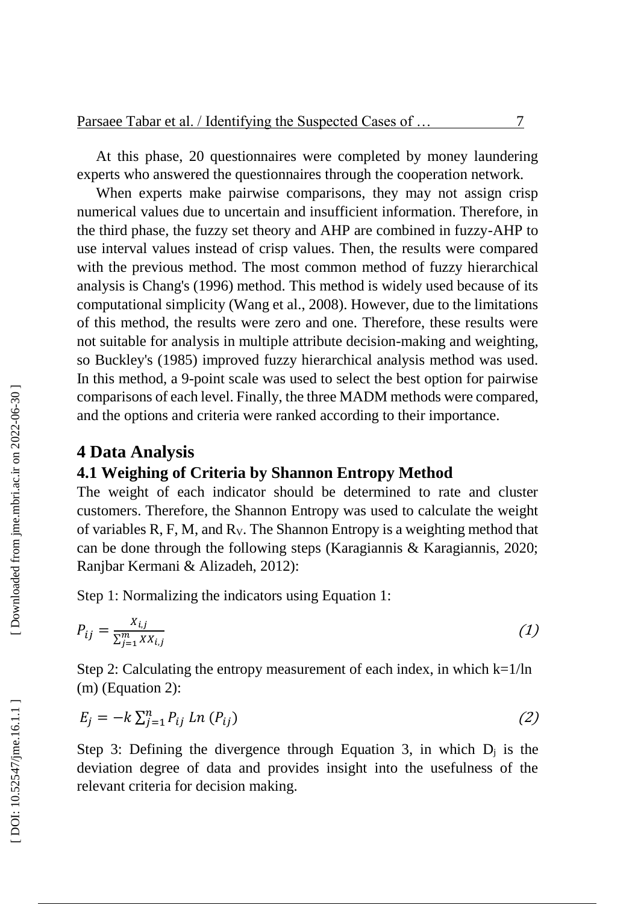At this phase, 20 questionnaires were completed by money laundering experts who answered the questionnaires through the cooperation network.

When experts make pairwise comparisons, they may not assign crisp numerical values due to uncertain and insufficient information. Therefore, in the third phase, the fuzzy set theory and AHP are combined in fuzzy-AHP to use interval values instead of crisp values. Then, the results were compared with the previous method. The most common method of fuzzy hierarchical analysis is Chang's (1996) method. This method is widely used because of its computational simplicity (Wang et al., 2008). However, due to the limitations of this method, the results were zero and one. Therefore, these results were not suitable for analysis in multiple attribute decision-making and weighting, so Buckley's (1985) improved fuzzy hierarchical analysis method was used. In this method, a 9-point scale was used to select the best option for pairwise comparisons of each level. Finally, the three MADM methods were compared, and the options and criteria were ranked according to their importance.

## 4 Data Analysis

### 4.1 Weighing of Criteria by Shannon Entropy Method

The weight of each indicator should be determined to rate and cluster customers. Therefore, the Shannon Entropy was used to calculate the weight of variables R, F, M, and $R_V$. The Shannon Entropy is a weighting method that can be done through the following steps (Karagiannis & Karagiannis, 2020; Ranjbar Kermani & Alizadeh, 2012):

Step 1: Normalizing the indicators using Equation 1:

$$P_{ij} = \frac{x_{i,j}}{\sum_{j=1}^{m} xx_{i,j}} \tag{1}$$

Step 2: Calculating the entropy measurement of each index, in which k=1/ln (m) (Equation 2):

$$E_j = -k \sum_{j=1}^{n} P_{ij} \, Ln\,(P_{ij}) \tag{2}$$

Step 3: Defining the divergence through Equation 3, in which $D_j$ is the deviation degree of data and provides insight into the usefulness of the relevant criteria for decision making.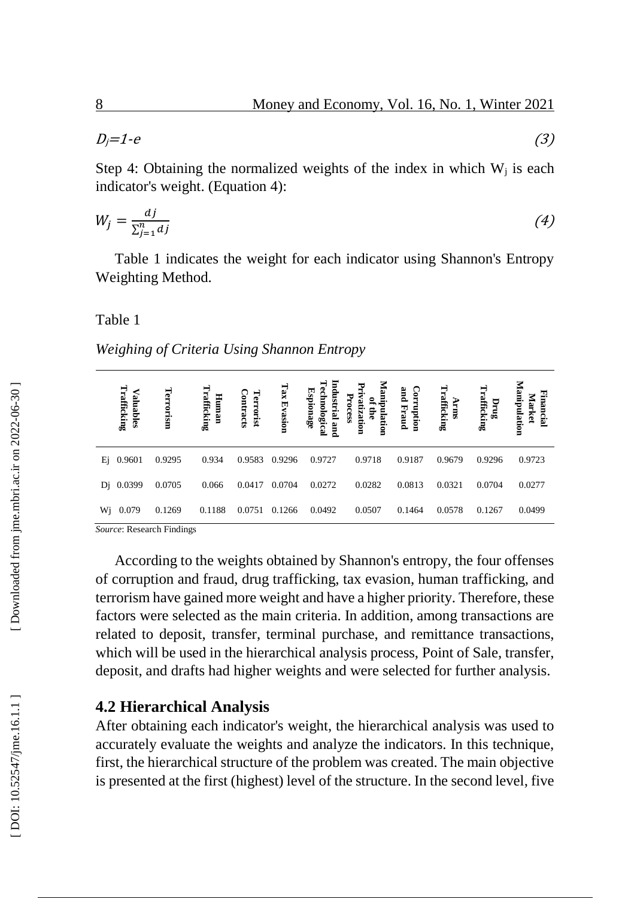$D_j = 1 - e$ (3)

Step 4: Obtaining the normalized weights of the index in which $W_j$ is each indicator's weight. (Equation 4):

$$W_j = \frac{dj}{\sum_{j=1}^{n} dj} \quad (4)$$

Table 1 indicates the weight for each indicator using Shannon's Entropy Weighting Method.

Table 1

*Weighing of Criteria Using Shannon Entropy*

| | Valuables Trafficking | Terrorism | Human Trafficking | Terrorist Contracts | Tax Evasion | Industrial and Technological Espionage | Manipulation of the Privatization Process | Corruption and Fraud | Arms Trafficking | Drug Trafficking | Financial Market Manipulation |
|---|---|---|---|---|---|---|---|---|---|---|---|
| Ej | 0.9601 | 0.9295 | 0.934 | 0.9583 | 0.9296 | 0.9727 | 0.9718 | 0.9187 | 0.9679 | 0.9296 | 0.9723 |
| Dj | 0.0399 | 0.0705 | 0.066 | 0.0417 | 0.0704 | 0.0272 | 0.0282 | 0.0813 | 0.0321 | 0.0704 | 0.0277 |
| Wj | 0.079 | 0.1269 | 0.1188 | 0.0751 | 0.1266 | 0.0492 | 0.0507 | 0.1464 | 0.0578 | 0.1267 | 0.0499 |

*Source*: Research Findings

According to the weights obtained by Shannon's entropy, the four offenses of corruption and fraud, drug trafficking, tax evasion, human trafficking, and terrorism have gained more weight and have a higher priority. Therefore, these factors were selected as the main criteria. In addition, among transactions are related to deposit, transfer, terminal purchase, and remittance transactions, which will be used in the hierarchical analysis process, Point of Sale, transfer, deposit, and drafts had higher weights and were selected for further analysis.

## 4.2 Hierarchical Analysis

After obtaining each indicator's weight, the hierarchical analysis was used to accurately evaluate the weights and analyze the indicators. In this technique, first, the hierarchical structure of the problem was created. The main objective is presented at the first (highest) level of the structure. In the second level, five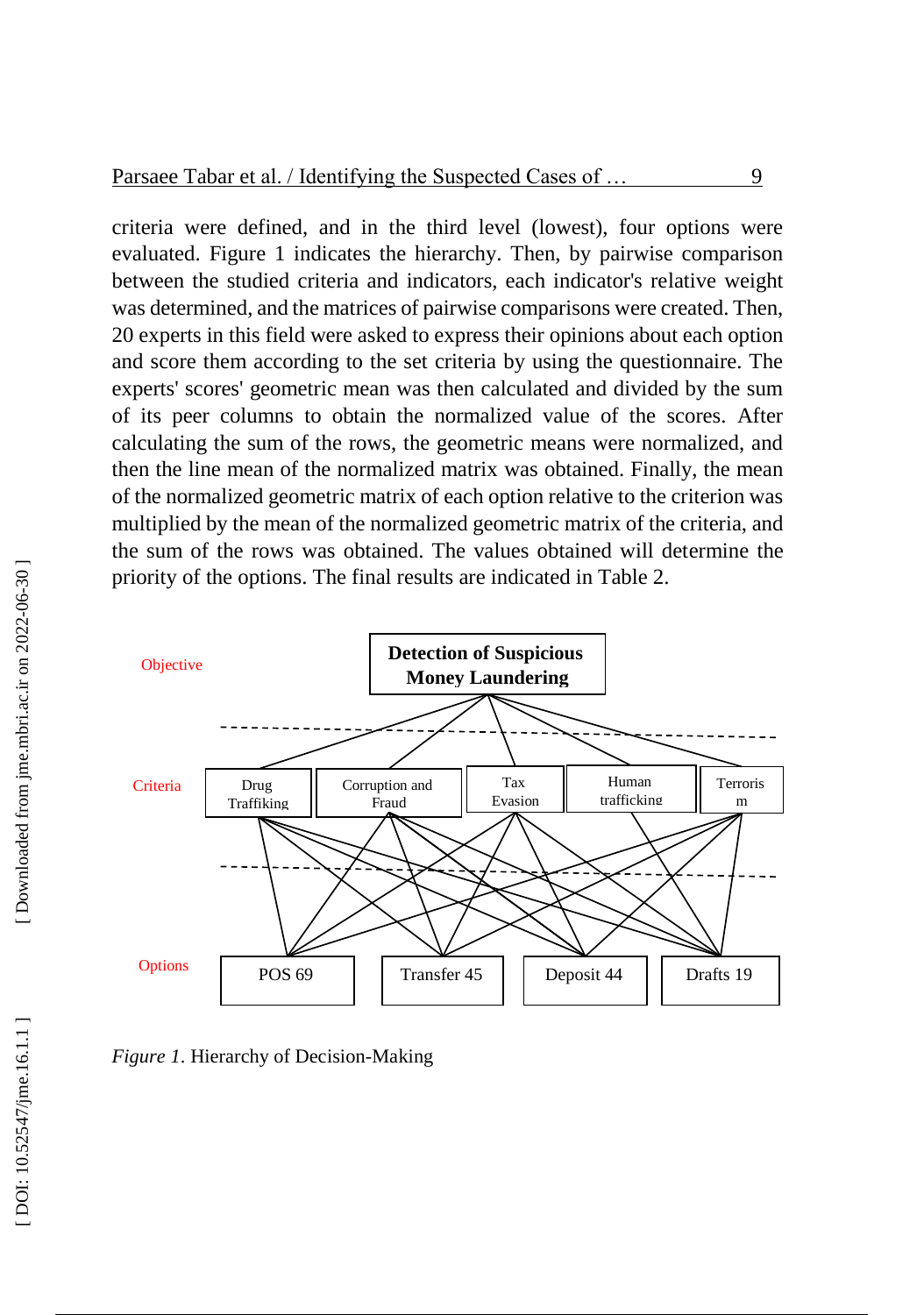criteria were defined, and in the third level (lowest), four options were evaluated. Figure 1 indicates the hierarchy. Then, by pairwise comparison between the studied criteria and indicators, each indicator's relative weight was determined, and the matrices of pairwise comparisons were created. Then, 20 experts in this field were asked to express their opinions about each option and score them according to the set criteria by using the questionnaire. The experts' scores' geometric mean was then calculated and divided by the sum of its peer columns to obtain the normalized value of the scores. After calculating the sum of the rows, the geometric means were normalized, and then the line mean of the normalized matrix was obtained. Finally, the mean of the normalized geometric matrix of each option relative to the criterion was multiplied by the mean of the normalized geometric matrix of the criteria, and the sum of the rows was obtained. The values obtained will determine the priority of the options. The final results are indicated in Table 2.

Objective

**Detection of Suspicious Money Laundering**

Criteria

Drug Traffiking

Corruption and Fraud

Tax Evasion

Human trafficking

Terrorism

Options

POS 69

Transfer 45

Deposit 44

Drafts 19

*Figure 1*. Hierarchy of Decision-Making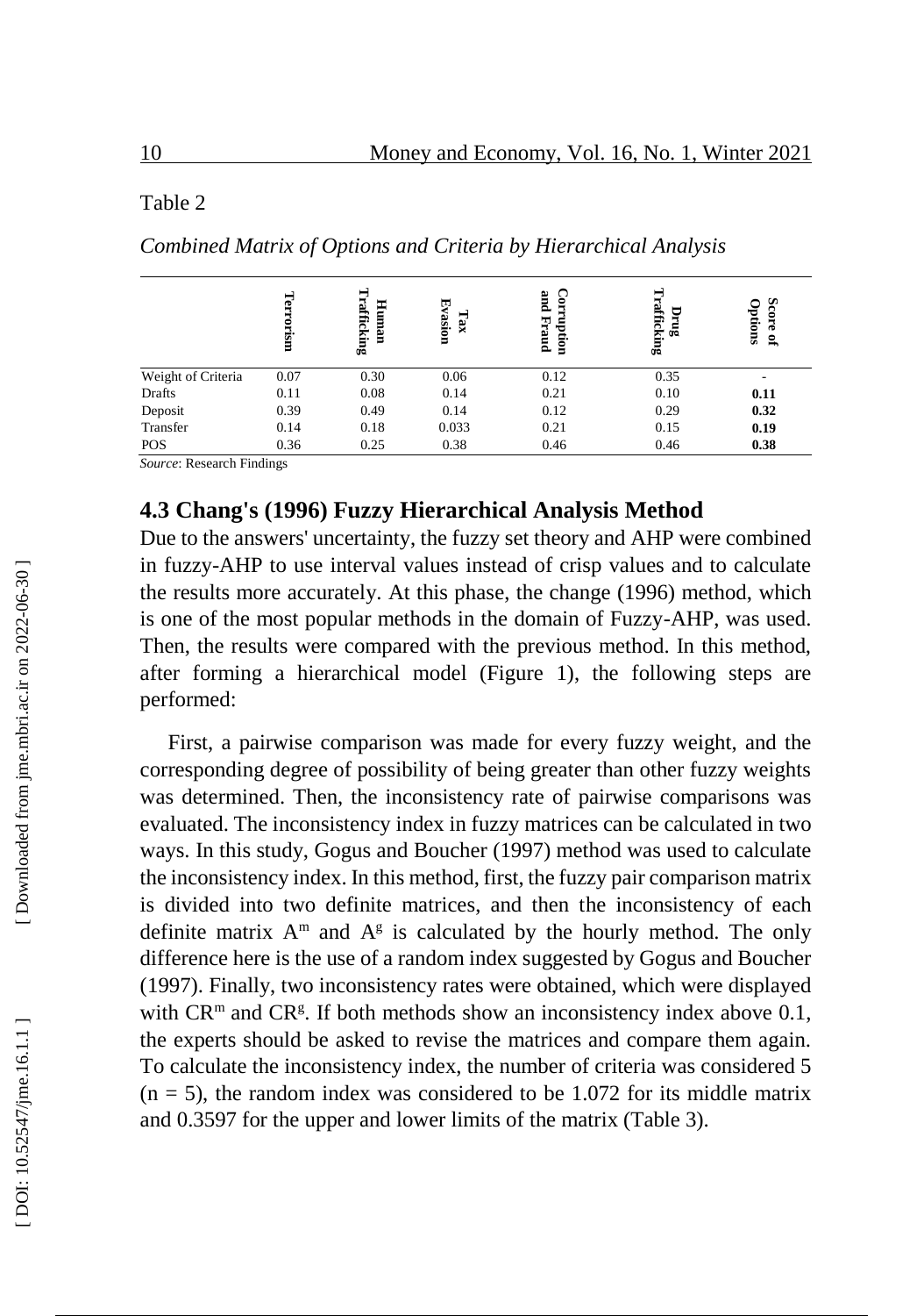Table 2

*Combined Matrix of Options and Criteria by Hierarchical Analysis*

| | Terrorism | Human Trafficking | Tax Evasion | Corruption and Fraud | Drug Trafficking | Score of Options |
|---|---|---|---|---|---|---|
| Weight of Criteria | 0.07 | 0.30 | 0.06 | 0.12 | 0.35 | - |
| Drafts | 0.11 | 0.08 | 0.14 | 0.21 | 0.10 | **0.11** |
| Deposit | 0.39 | 0.49 | 0.14 | 0.12 | 0.29 | **0.32** |
| Transfer | 0.14 | 0.18 | 0.033 | 0.21 | 0.15 | **0.19** |
| POS | 0.36 | 0.25 | 0.38 | 0.46 | 0.46 | **0.38** |

*Source*: Research Findings

### 4.3 Chang's (1996) Fuzzy Hierarchical Analysis Method

Due to the answers' uncertainty, the fuzzy set theory and AHP were combined in fuzzy-AHP to use interval values instead of crisp values and to calculate the results more accurately. At this phase, the change (1996) method, which is one of the most popular methods in the domain of Fuzzy-AHP, was used. Then, the results were compared with the previous method. In this method, after forming a hierarchical model (Figure 1), the following steps are performed:

First, a pairwise comparison was made for every fuzzy weight, and the corresponding degree of possibility of being greater than other fuzzy weights was determined. Then, the inconsistency rate of pairwise comparisons was evaluated. The inconsistency index in fuzzy matrices can be calculated in two ways. In this study, Gogus and Boucher (1997) method was used to calculate the inconsistency index. In this method, first, the fuzzy pair comparison matrix is divided into two definite matrices, and then the inconsistency of each definite matrix $A^m$ and $A^g$ is calculated by the hourly method. The only difference here is the use of a random index suggested by Gogus and Boucher (1997). Finally, two inconsistency rates were obtained, which were displayed with $CR^m$ and $CR^g$. If both methods show an inconsistency index above 0.1, the experts should be asked to revise the matrices and compare them again. To calculate the inconsistency index, the number of criteria was considered 5 ($n = 5$), the random index was considered to be 1.072 for its middle matrix and 0.3597 for the upper and lower limits of the matrix (Table 3).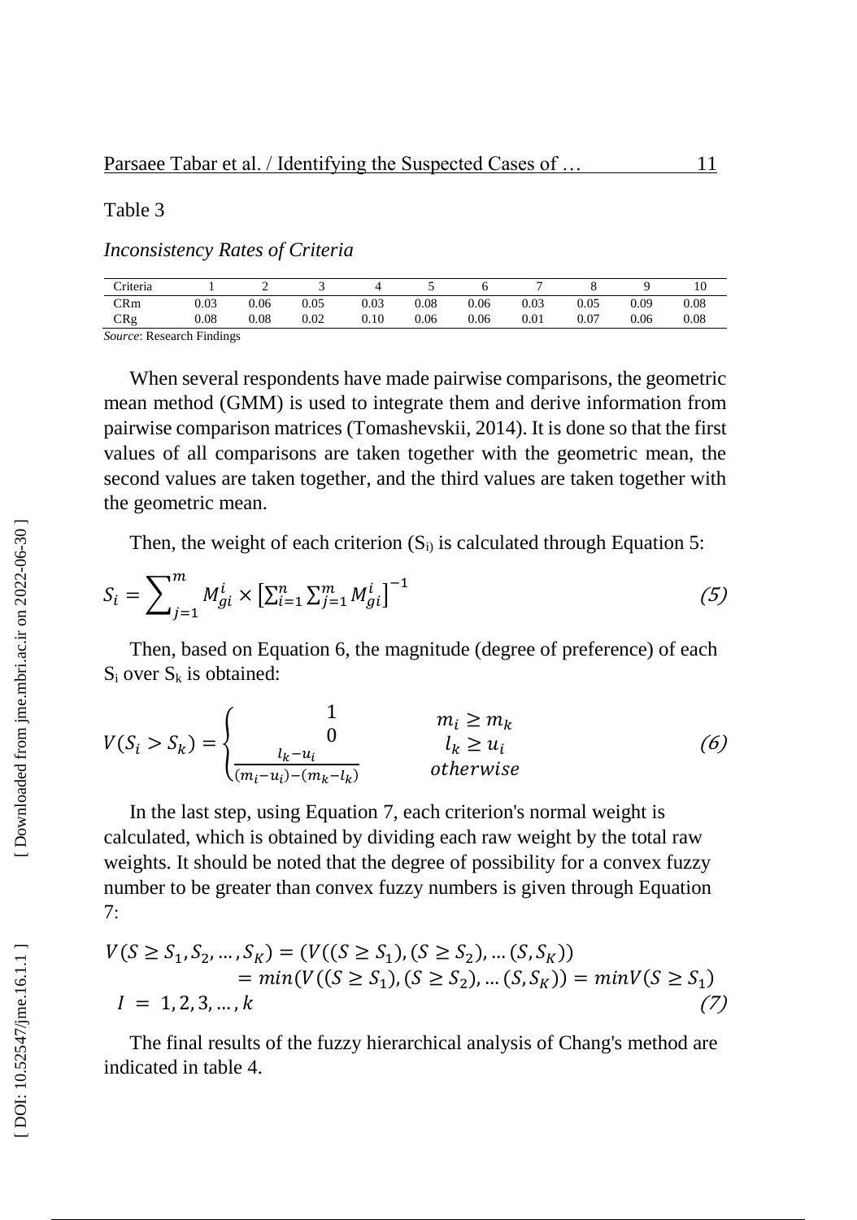Table 3

*Inconsistency Rates of Criteria*

| Criteria | 1 | 2 | 3 | 4 | 5 | 6 | 7 | 8 | 9 | 10 |
|---|---|---|---|---|---|---|---|---|---|---|
| CRm | 0.03 | 0.06 | 0.05 | 0.03 | 0.08 | 0.06 | 0.03 | 0.05 | 0.09 | 0.08 |
| CRg | 0.08 | 0.08 | 0.02 | 0.10 | 0.06 | 0.06 | 0.01 | 0.07 | 0.06 | 0.08 |

*Source*: Research Findings

When several respondents have made pairwise comparisons, the geometric mean method (GMM) is used to integrate them and derive information from pairwise comparison matrices (Tomashevskii, 2014). It is done so that the first values of all comparisons are taken together with the geometric mean, the second values are taken together, and the third values are taken together with the geometric mean.

Then, the weight of each criterion ($S_i$) is calculated through Equation 5:

$$S_i = \sum_{j=1}^{m} M_{gi}^{i} \times \left[\sum_{i=1}^{n}\sum_{j=1}^{m} M_{gi}^{i}\right]^{-1} \tag{5}$$

Then, based on Equation 6, the magnitude (degree of preference) of each $S_i$ over $S_k$ is obtained:

$$V(S_i > S_k) = \begin{cases} 1 & m_i \geq m_k \\ 0 & l_k \geq u_i \\ \frac{l_k - u_i}{(m_i - u_i) - (m_k - l_k)} & otherwise \end{cases} \tag{6}$$

In the last step, using Equation 7, each criterion's normal weight is calculated, which is obtained by dividing each raw weight by the total raw weights. It should be noted that the degree of possibility for a convex fuzzy number to be greater than convex fuzzy numbers is given through Equation 7:

$$\begin{aligned} V(S \geq S_1, S_2, \ldots, S_K) &= (V((S \geq S_1), (S \geq S_2), \ldots (S, S_K)) \\ &= min(V((S \geq S_1), (S \geq S_2), \ldots (S, S_K)) = minV(S \geq S_1) \\ I &= 1, 2, 3, \ldots, k \end{aligned} \tag{7}$$

The final results of the fuzzy hierarchical analysis of Chang's method are indicated in table 4.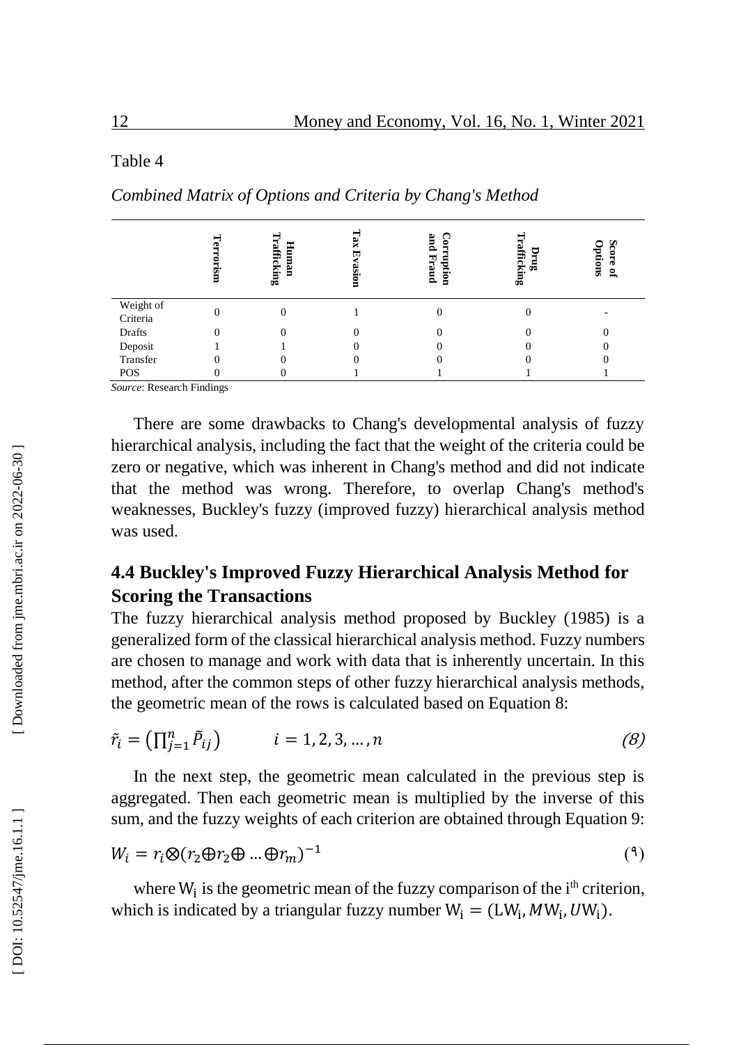Table 4

*Combined Matrix of Options and Criteria by Chang's Method*

| | Terrorism | Human Trafficking | Tax Evasion | Corruption and Fraud | Drug Trafficking | Score of Options |
|---|---|---|---|---|---|---|
| Weight of Criteria | 0 | 0 | 1 | 0 | 0 | - |
| Drafts | 0 | 0 | 0 | 0 | 0 | 0 |
| Deposit | 1 | 1 | 0 | 0 | 0 | 0 |
| Transfer | 0 | 0 | 0 | 0 | 0 | 0 |
| POS | 0 | 0 | 1 | 1 | 1 | 1 |

*Source*: Research Findings

There are some drawbacks to Chang's developmental analysis of fuzzy hierarchical analysis, including the fact that the weight of the criteria could be zero or negative, which was inherent in Chang's method and did not indicate that the method was wrong. Therefore, to overlap Chang's method's weaknesses, Buckley's fuzzy (improved fuzzy) hierarchical analysis method was used.

## 4.4 Buckley's Improved Fuzzy Hierarchical Analysis Method for Scoring the Transactions

The fuzzy hierarchical analysis method proposed by Buckley (1985) is a generalized form of the classical hierarchical analysis method. Fuzzy numbers are chosen to manage and work with data that is inherently uncertain. In this method, after the common steps of other fuzzy hierarchical analysis methods, the geometric mean of the rows is calculated based on Equation 8:

$$\tilde{r}_i = \left(\prod_{j=1}^{n} \tilde{P}_{ij}\right) \qquad i = 1, 2, 3, \dots, n \tag{8}$$

In the next step, the geometric mean calculated in the previous step is aggregated. Then each geometric mean is multiplied by the inverse of this sum, and the fuzzy weights of each criterion are obtained through Equation 9:

$$W_i = r_i \otimes (r_2 \oplus r_2 \oplus \dots \oplus r_m)^{-1} \tag{٩}$$

where $W_i$ is the geometric mean of the fuzzy comparison of the $i^{th}$ criterion, which is indicated by a triangular fuzzy number $W_i = (LW_i, MW_i, UW_i)$.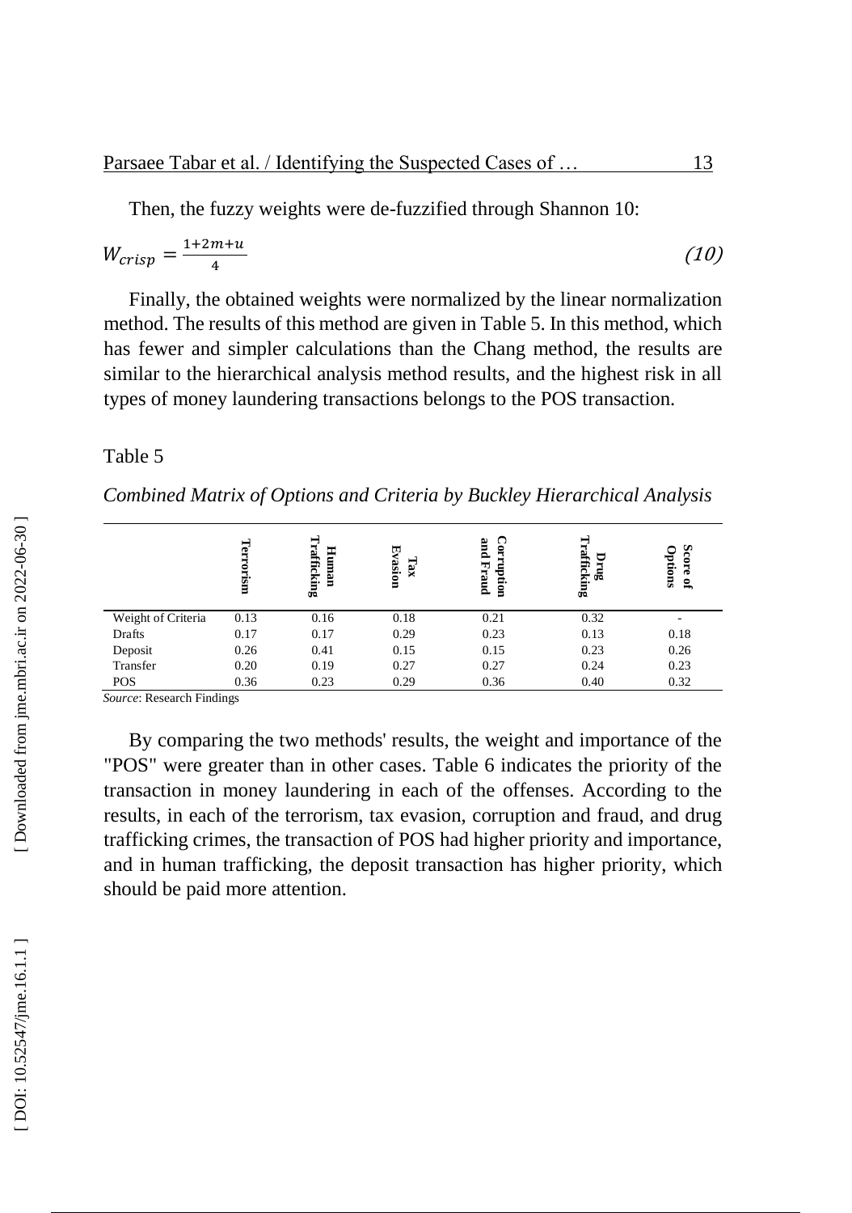Then, the fuzzy weights were de-fuzzified through Shannon 10:

$$W_{crisp} = \frac{1+2m+u}{4} \tag{10}$$

Finally, the obtained weights were normalized by the linear normalization method. The results of this method are given in Table 5. In this method, which has fewer and simpler calculations than the Chang method, the results are similar to the hierarchical analysis method results, and the highest risk in all types of money laundering transactions belongs to the POS transaction.

Table 5

*Combined Matrix of Options and Criteria by Buckley Hierarchical Analysis*

| | **Terrorism** | **Human Trafficking** | **Tax Evasion** | **Corruption and Fraud** | **Drug Trafficking** | **Score of Options** |
|---|---|---|---|---|---|---|
| Weight of Criteria | 0.13 | 0.16 | 0.18 | 0.21 | 0.32 | - |
| Drafts | 0.17 | 0.17 | 0.29 | 0.23 | 0.13 | 0.18 |
| Deposit | 0.26 | 0.41 | 0.15 | 0.15 | 0.23 | 0.26 |
| Transfer | 0.20 | 0.19 | 0.27 | 0.27 | 0.24 | 0.23 |
| POS | 0.36 | 0.23 | 0.29 | 0.36 | 0.40 | 0.32 |

*Source*: Research Findings

By comparing the two methods' results, the weight and importance of the "POS" were greater than in other cases. Table 6 indicates the priority of the transaction in money laundering in each of the offenses. According to the results, in each of the terrorism, tax evasion, corruption and fraud, and drug trafficking crimes, the transaction of POS had higher priority and importance, and in human trafficking, the deposit transaction has higher priority, which should be paid more attention.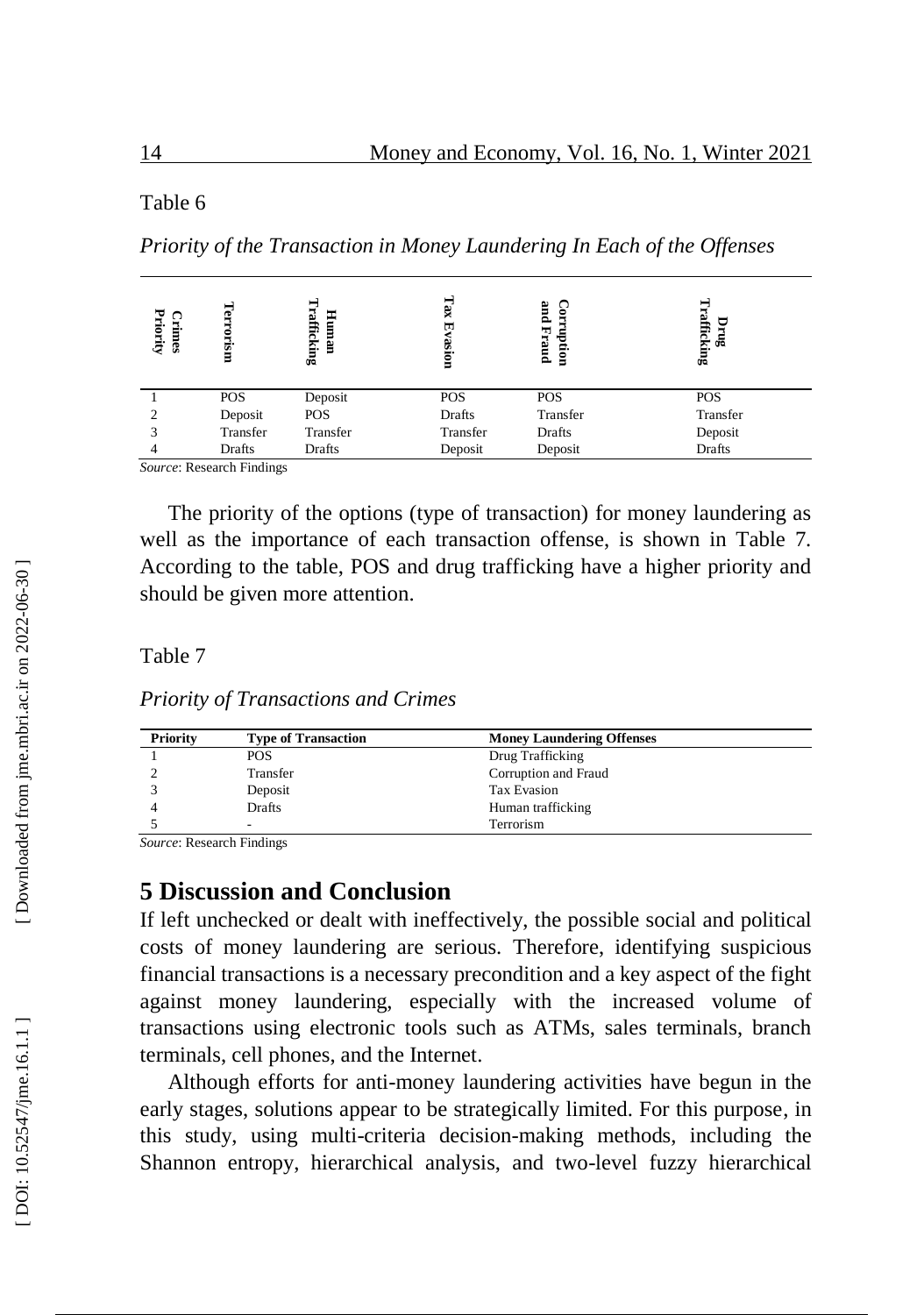Table 6

*Priority of the Transaction in Money Laundering In Each of the Offenses*

| Crimes Priority | Terrorism | Human Trafficking | Tax Evasion | Corruption and Fraud | Drug Trafficking |
|---|---|---|---|---|---|
| 1 | POS | Deposit | POS | POS | POS |
| 2 | Deposit | POS | Drafts | Transfer | Transfer |
| 3 | Transfer | Transfer | Transfer | Drafts | Deposit |
| 4 | Drafts | Drafts | Deposit | Deposit | Drafts |

*Source*: Research Findings

The priority of the options (type of transaction) for money laundering as well as the importance of each transaction offense, is shown in Table 7. According to the table, POS and drug trafficking have a higher priority and should be given more attention.

Table 7

*Priority of Transactions and Crimes*

| Priority | Type of Transaction | Money Laundering Offenses |
|---|---|---|
| 1 | POS | Drug Trafficking |
| 2 | Transfer | Corruption and Fraud |
| 3 | Deposit | Tax Evasion |
| 4 | Drafts | Human trafficking |
| 5 | - | Terrorism |

*Source*: Research Findings

## 5 Discussion and Conclusion

If left unchecked or dealt with ineffectively, the possible social and political costs of money laundering are serious. Therefore, identifying suspicious financial transactions is a necessary precondition and a key aspect of the fight against money laundering, especially with the increased volume of transactions using electronic tools such as ATMs, sales terminals, branch terminals, cell phones, and the Internet.

Although efforts for anti-money laundering activities have begun in the early stages, solutions appear to be strategically limited. For this purpose, in this study, using multi-criteria decision-making methods, including the Shannon entropy, hierarchical analysis, and two-level fuzzy hierarchical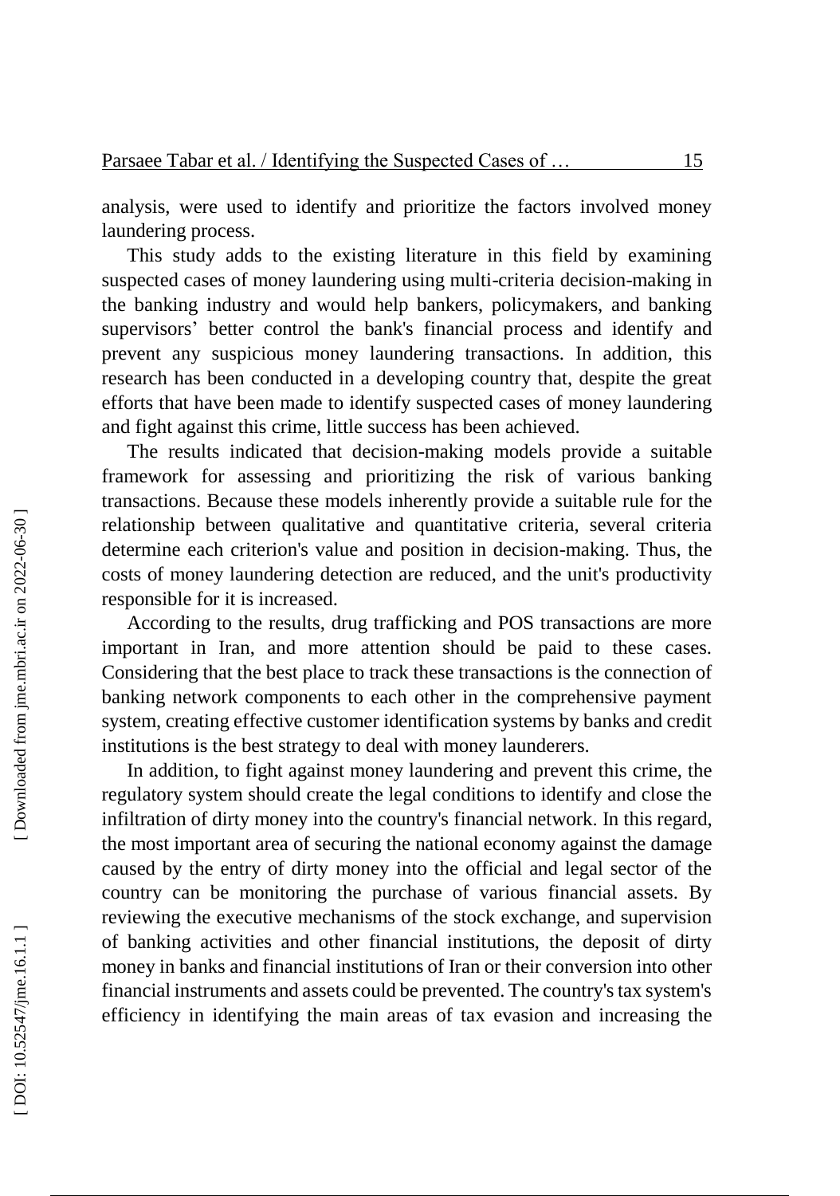analysis, were used to identify and prioritize the factors involved money laundering process.

This study adds to the existing literature in this field by examining suspected cases of money laundering using multi-criteria decision-making in the banking industry and would help bankers, policymakers, and banking supervisors' better control the bank's financial process and identify and prevent any suspicious money laundering transactions. In addition, this research has been conducted in a developing country that, despite the great efforts that have been made to identify suspected cases of money laundering and fight against this crime, little success has been achieved.

The results indicated that decision-making models provide a suitable framework for assessing and prioritizing the risk of various banking transactions. Because these models inherently provide a suitable rule for the relationship between qualitative and quantitative criteria, several criteria determine each criterion's value and position in decision-making. Thus, the costs of money laundering detection are reduced, and the unit's productivity responsible for it is increased.

According to the results, drug trafficking and POS transactions are more important in Iran, and more attention should be paid to these cases. Considering that the best place to track these transactions is the connection of banking network components to each other in the comprehensive payment system, creating effective customer identification systems by banks and credit institutions is the best strategy to deal with money launderers.

In addition, to fight against money laundering and prevent this crime, the regulatory system should create the legal conditions to identify and close the infiltration of dirty money into the country's financial network. In this regard, the most important area of securing the national economy against the damage caused by the entry of dirty money into the official and legal sector of the country can be monitoring the purchase of various financial assets. By reviewing the executive mechanisms of the stock exchange, and supervision of banking activities and other financial institutions, the deposit of dirty money in banks and financial institutions of Iran or their conversion into other financial instruments and assets could be prevented. The country's tax system's efficiency in identifying the main areas of tax evasion and increasing the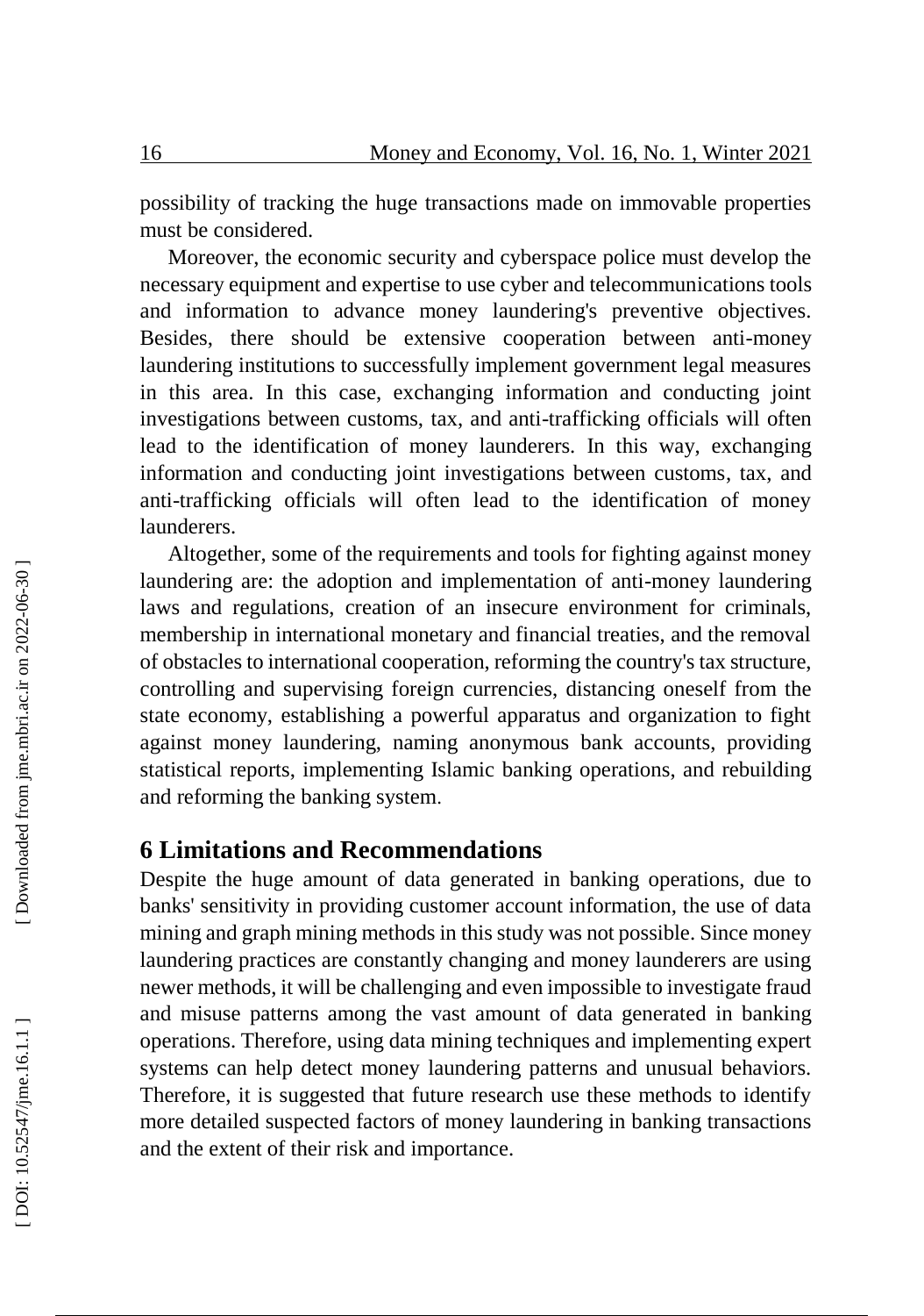possibility of tracking the huge transactions made on immovable properties must be considered.

Moreover, the economic security and cyberspace police must develop the necessary equipment and expertise to use cyber and telecommunications tools and information to advance money laundering's preventive objectives. Besides, there should be extensive cooperation between anti-money laundering institutions to successfully implement government legal measures in this area. In this case, exchanging information and conducting joint investigations between customs, tax, and anti-trafficking officials will often lead to the identification of money launderers. In this way, exchanging information and conducting joint investigations between customs, tax, and anti-trafficking officials will often lead to the identification of money launderers.

Altogether, some of the requirements and tools for fighting against money laundering are: the adoption and implementation of anti-money laundering laws and regulations, creation of an insecure environment for criminals, membership in international monetary and financial treaties, and the removal of obstacles to international cooperation, reforming the country's tax structure, controlling and supervising foreign currencies, distancing oneself from the state economy, establishing a powerful apparatus and organization to fight against money laundering, naming anonymous bank accounts, providing statistical reports, implementing Islamic banking operations, and rebuilding and reforming the banking system.

## 6 Limitations and Recommendations

Despite the huge amount of data generated in banking operations, due to banks' sensitivity in providing customer account information, the use of data mining and graph mining methods in this study was not possible. Since money laundering practices are constantly changing and money launderers are using newer methods, it will be challenging and even impossible to investigate fraud and misuse patterns among the vast amount of data generated in banking operations. Therefore, using data mining techniques and implementing expert systems can help detect money laundering patterns and unusual behaviors. Therefore, it is suggested that future research use these methods to identify more detailed suspected factors of money laundering in banking transactions and the extent of their risk and importance.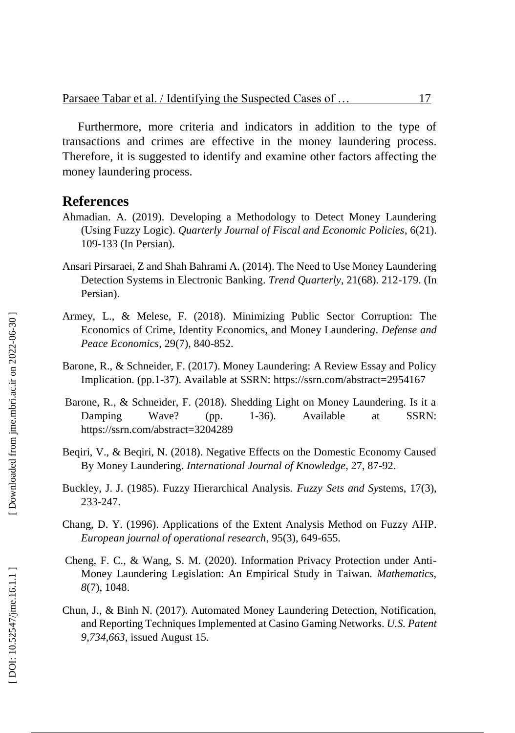Furthermore, more criteria and indicators in addition to the type of transactions and crimes are effective in the money laundering process. Therefore, it is suggested to identify and examine other factors affecting the money laundering process.

## References

Ahmadian. A. (2019). Developing a Methodology to Detect Money Laundering (Using Fuzzy Logic). *Quarterly Journal of Fiscal and Economic Policies*, 6(21). 109-133 (In Persian).

Ansari Pirsaraei, Z and Shah Bahrami A. (2014). The Need to Use Money Laundering Detection Systems in Electronic Banking. *Trend Quarterly*, 21(68). 212-179. (In Persian).

Armey, L., & Melese, F. (2018). Minimizing Public Sector Corruption: The Economics of Crime, Identity Economics, and Money Launderin*g*. *Defense and Peace Economics*, 29(7), 840-852.

Barone, R., & Schneider, F. (2017). Money Laundering: A Review Essay and Policy Implication*.* (pp.1-37). Available at SSRN: https://ssrn.com/abstract=2954167

Barone, R., & Schneider, F. (2018). Shedding Light on Money Laundering. Is it a Damping Wave? (pp. 1-36). Available at SSRN: https://ssrn.com/abstract=3204289

Beqiri, V., & Beqiri, N. (2018). Negative Effects on the Domestic Economy Caused By Money Laundering. *International Journal of Knowledge*, 27, 87-92.

Buckley, J. J. (1985). Fuzzy Hierarchical Analysis*. Fuzzy Sets and Sy*stems, 17(3), 233-247.

Chang, D. Y. (1996). Applications of the Extent Analysis Method on Fuzzy AHP. *European journal of operational research*, 95(3), 649-655.

Cheng, F. C., & Wang, S. M. (2020). Information Privacy Protection under Anti-Money Laundering Legislation: An Empirical Study in Taiwan. *Mathematics*, *8*(7), 1048.

Chun, J., & Binh N. (2017). Automated Money Laundering Detection, Notification, and Reporting Techniques Implemented at Casino Gaming Networks. *U.S. Patent 9,734,663*, issued August 15.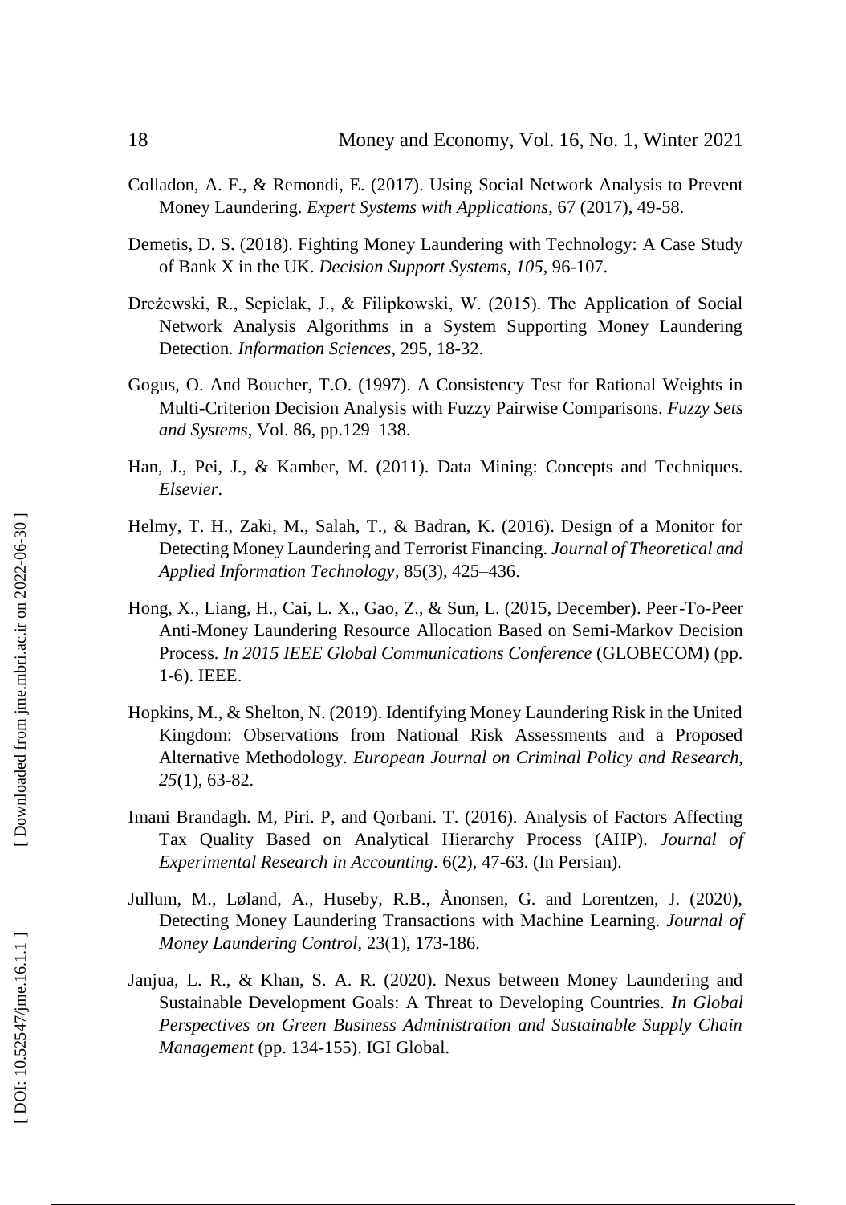Colladon, A. F., & Remondi, E. (2017). Using Social Network Analysis to Prevent Money Laundering. *Expert Systems with Applications*, 67 (2017), 49-58.

Demetis, D. S. (2018). Fighting Money Laundering with Technology: A Case Study of Bank X in the UK. *Decision Support Systems*, *105*, 96-107.

Dreżewski, R., Sepielak, J., & Filipkowski, W. (2015). The Application of Social Network Analysis Algorithms in a System Supporting Money Laundering Detection. *Information Sciences*, 295, 18-32.

Gogus, O. And Boucher, T.O. (1997). A Consistency Test for Rational Weights in Multi-Criterion Decision Analysis with Fuzzy Pairwise Comparisons. *Fuzzy Sets and Systems*, Vol. 86, pp.129–138.

Han, J., Pei, J., & Kamber, M. (2011). Data Mining: Concepts and Techniques. *Elsevier*.

Helmy, T. H., Zaki, M., Salah, T., & Badran, K. (2016). Design of a Monitor for Detecting Money Laundering and Terrorist Financing. *Journal of Theoretical and Applied Information Technology*, 85(3), 425–436.

Hong, X., Liang, H., Cai, L. X., Gao, Z., & Sun, L. (2015, December). Peer-To-Peer Anti-Money Laundering Resource Allocation Based on Semi-Markov Decision Process. *In 2015 IEEE Global Communications Conference* (GLOBECOM) (pp. 1-6). IEEE.

Hopkins, M., & Shelton, N. (2019). Identifying Money Laundering Risk in the United Kingdom: Observations from National Risk Assessments and a Proposed Alternative Methodology. *European Journal on Criminal Policy and Research*, *25*(1), 63-82.

Imani Brandagh. M, Piri. P, and Qorbani. T. (2016). Analysis of Factors Affecting Tax Quality Based on Analytical Hierarchy Process (AHP). *Journal of Experimental Research in Accounting*. 6(2), 47-63. (In Persian).

Jullum, M., Løland, A., Huseby, R.B., Ånonsen, G. and Lorentzen, J. (2020), Detecting Money Laundering Transactions with Machine Learning. *Journal of Money Laundering Control*, 23(1), 173-186.

Janjua, L. R., & Khan, S. A. R. (2020). Nexus between Money Laundering and Sustainable Development Goals: A Threat to Developing Countries. *In Global Perspectives on Green Business Administration and Sustainable Supply Chain Management* (pp. 134-155). IGI Global.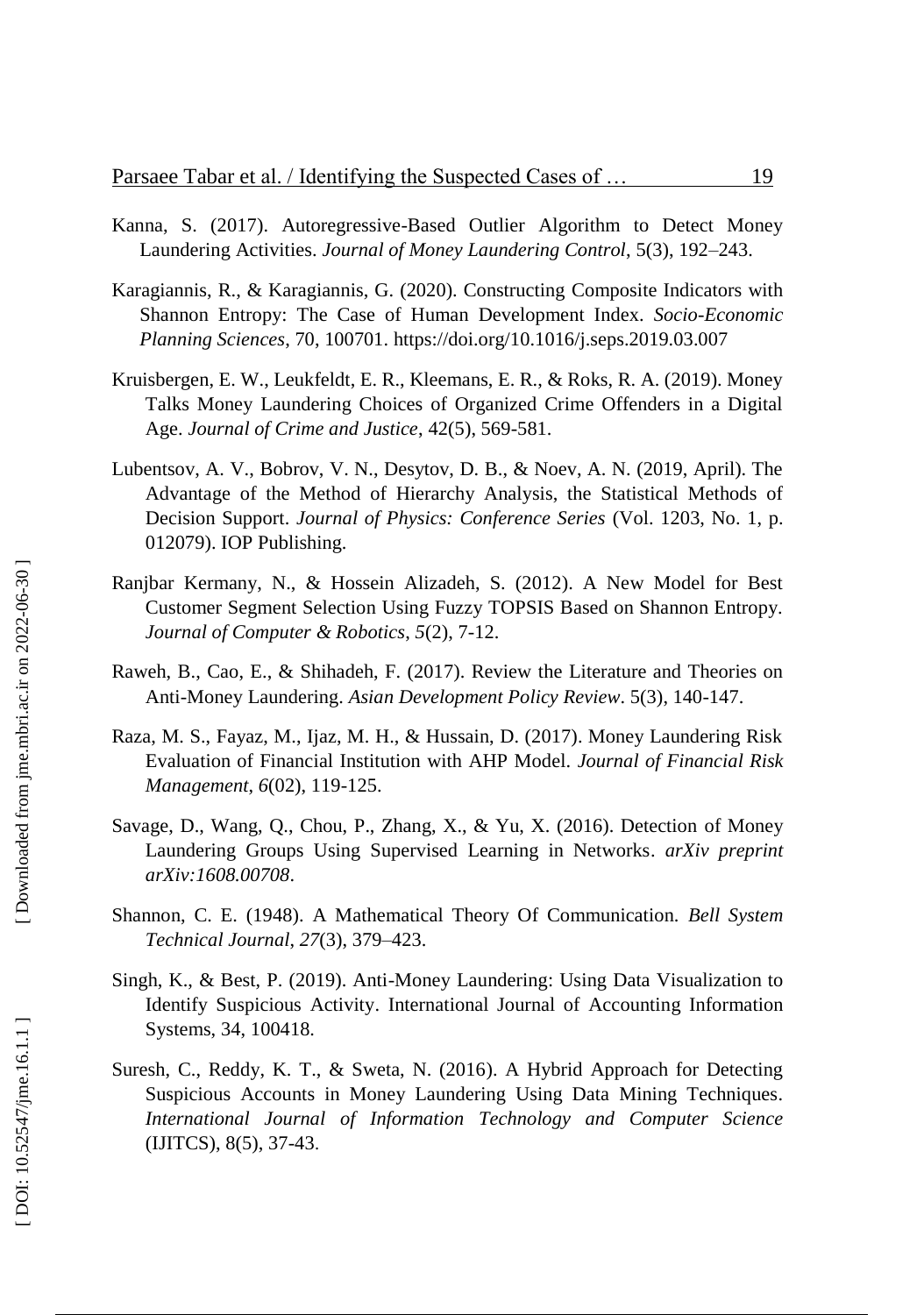Kanna, S. (2017). Autoregressive-Based Outlier Algorithm to Detect Money Laundering Activities. *Journal of Money Laundering Control*, 5(3), 192–243.

Karagiannis, R., & Karagiannis, G. (2020). Constructing Composite Indicators with Shannon Entropy: The Case of Human Development Index. *Socio-Economic Planning Sciences*, 70, 100701. https://doi.org/10.1016/j.seps.2019.03.007

Kruisbergen, E. W., Leukfeldt, E. R., Kleemans, E. R., & Roks, R. A. (2019). Money Talks Money Laundering Choices of Organized Crime Offenders in a Digital Age. *Journal of Crime and Justice*, 42(5), 569-581.

Lubentsov, A. V., Bobrov, V. N., Desytov, D. B., & Noev, A. N. (2019, April). The Advantage of the Method of Hierarchy Analysis, the Statistical Methods of Decision Support. *Journal of Physics: Conference Series* (Vol. 1203, No. 1, p. 012079). IOP Publishing.

Ranjbar Kermany, N., & Hossein Alizadeh, S. (2012). A New Model for Best Customer Segment Selection Using Fuzzy TOPSIS Based on Shannon Entropy. *Journal of Computer & Robotics*, *5*(2), 7-12.

Raweh, B., Cao, E., & Shihadeh, F. (2017). Review the Literature and Theories on Anti-Money Laundering. *Asian Development Policy Review*. 5(3), 140-147.

Raza, M. S., Fayaz, M., Ijaz, M. H., & Hussain, D. (2017). Money Laundering Risk Evaluation of Financial Institution with AHP Model. *Journal of Financial Risk Management*, *6*(02), 119-125.

Savage, D., Wang, Q., Chou, P., Zhang, X., & Yu, X. (2016). Detection of Money Laundering Groups Using Supervised Learning in Networks. *arXiv preprint arXiv:1608.00708*.

Shannon, C. E. (1948). A Mathematical Theory Of Communication. *Bell System Technical Journal*, *27*(3), 379–423.

Singh, K., & Best, P. (2019). Anti-Money Laundering: Using Data Visualization to Identify Suspicious Activity. International Journal of Accounting Information Systems, 34, 100418.

Suresh, C., Reddy, K. T., & Sweta, N. (2016). A Hybrid Approach for Detecting Suspicious Accounts in Money Laundering Using Data Mining Techniques. *International Journal of Information Technology and Computer Science* (IJITCS), 8(5), 37-43.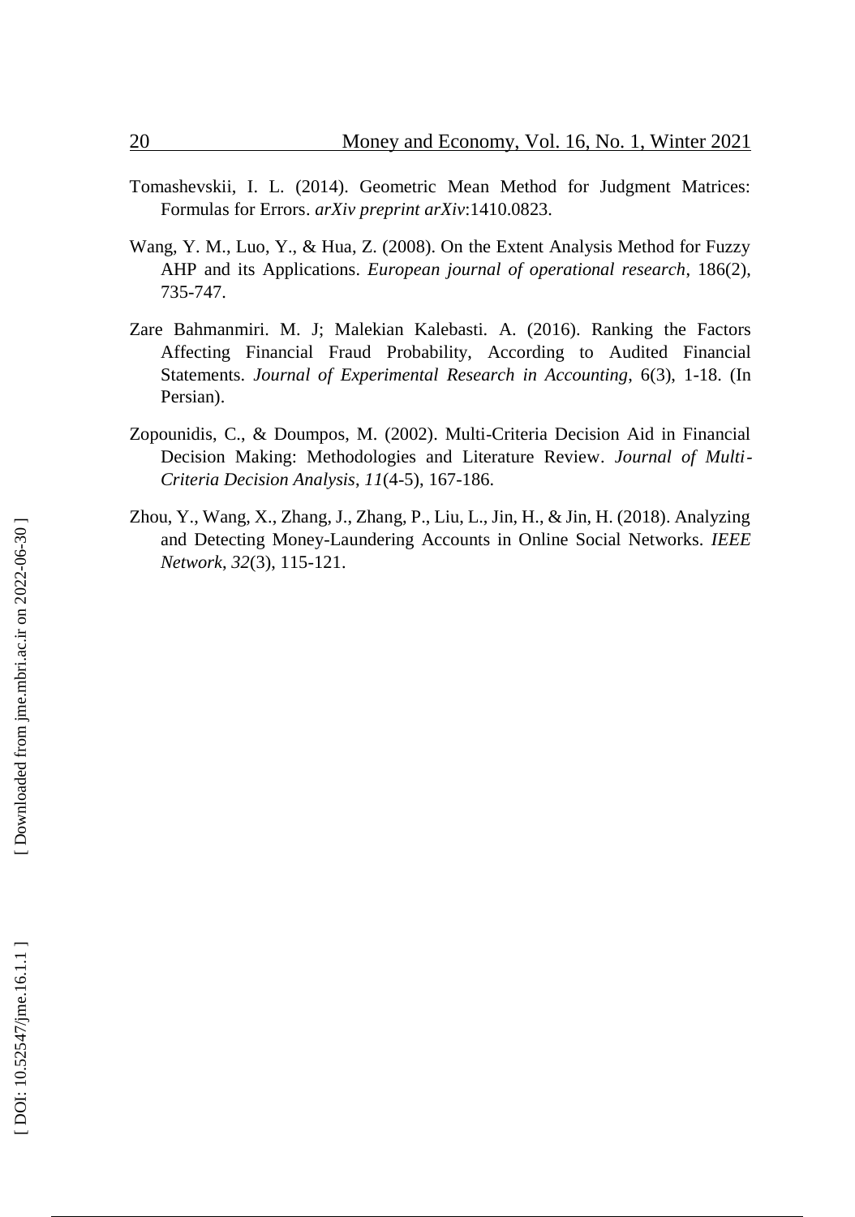Tomashevskii, I. L. (2014). Geometric Mean Method for Judgment Matrices: Formulas for Errors. *arXiv preprint arXiv*:1410.0823.

Wang, Y. M., Luo, Y., & Hua, Z. (2008). On the Extent Analysis Method for Fuzzy AHP and its Applications. *European journal of operational research*, 186(2), 735-747.

Zare Bahmanmiri. M. J; Malekian Kalebasti. A. (2016). Ranking the Factors Affecting Financial Fraud Probability, According to Audited Financial Statements. *Journal of Experimental Research in Accounting*, 6(3), 1-18. (In Persian).

Zopounidis, C., & Doumpos, M. (2002). Multi-Criteria Decision Aid in Financial Decision Making: Methodologies and Literature Review. *Journal of Multi-Criteria Decision Analysis*, *11*(4-5), 167-186.

Zhou, Y., Wang, X., Zhang, J., Zhang, P., Liu, L., Jin, H., & Jin, H. (2018). Analyzing and Detecting Money-Laundering Accounts in Online Social Networks. *IEEE Network*, *32*(3), 115-121.